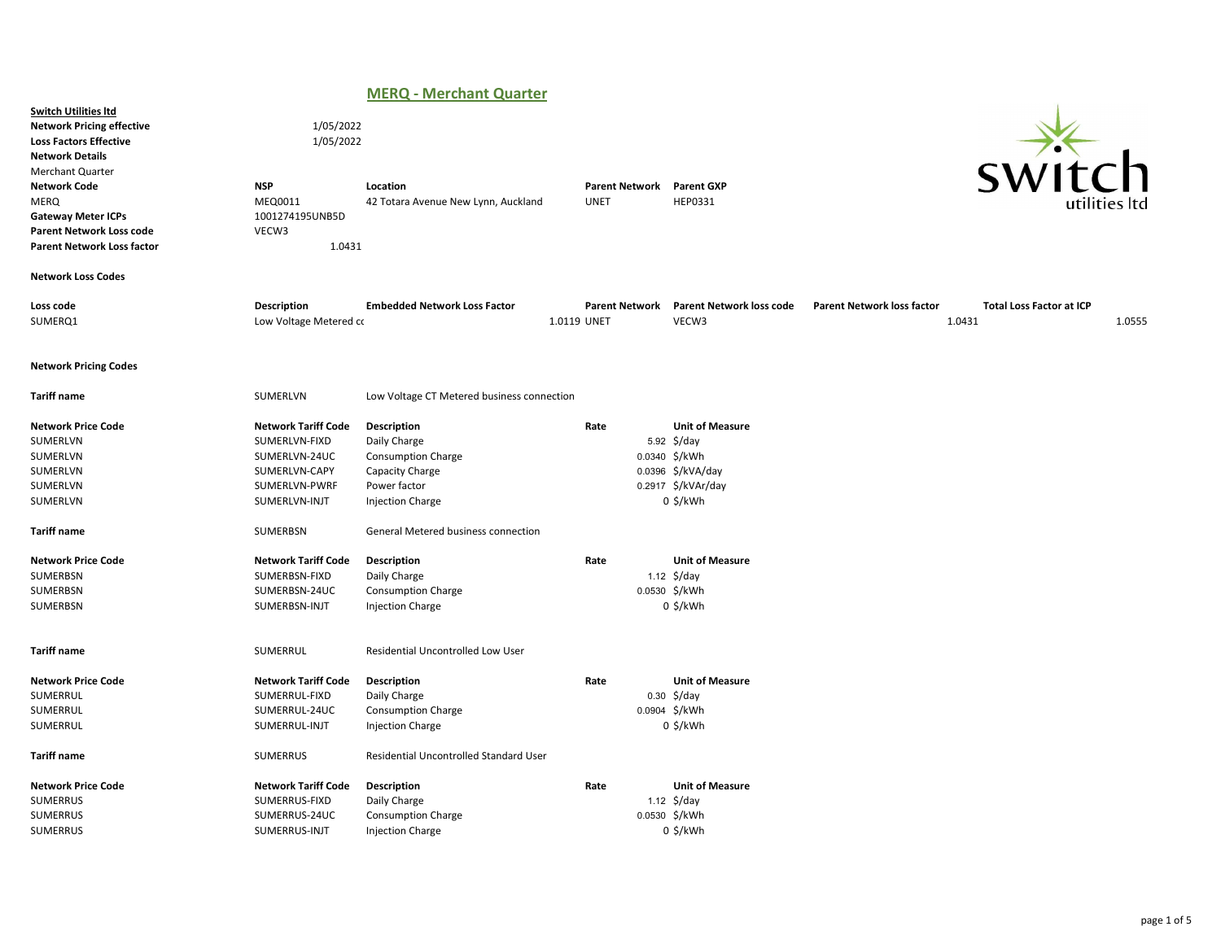# MERQ - Merchant Quarter

**Switch Utilities ltd**
**Network Pricing effective** 1/05/2022
**Loss Factors Effective** 1/05/2022
**Network Details**
Merchant Quarter

| **Network Code** | **NSP** | **Location** | **Parent Network** | **Parent GXP** |
|---|---|---|---|---|
| MERQ | MEQ0011 | 42 Totara Avenue New Lynn, Auckland | UNET | HEP0331 |

**Gateway Meter ICPs** 1001274195UNB5D
**Parent Network Loss code** VECW3
**Parent Network Loss factor** 1.0431

**Network Loss Codes**

| Loss code | Description | Embedded Network Loss Factor | Parent Network | Parent Network loss code | Parent Network loss factor | Total Loss Factor at ICP |
|---|---|---|---|---|---|---|
| SUMERQ1 | Low Voltage Metered cc | 1.0119 | UNET | VECW3 | 1.0431 | 1.0555 |

**Network Pricing Codes**

**Tariff name** SUMERLVN Low Voltage CT Metered business connection

| Network Price Code | Network Tariff Code | Description | Rate | Unit of Measure |
|---|---|---|---|---|
| SUMERLVN | SUMERLVN-FIXD | Daily Charge | 5.92 | $/day |
| SUMERLVN | SUMERLVN-24UC | Consumption Charge | 0.0340 | $/kWh |
| SUMERLVN | SUMERLVN-CAPY | Capacity Charge | 0.0396 | $/kVA/day |
| SUMERLVN | SUMERLVN-PWRF | Power factor | 0.2917 | $/kVAr/day |
| SUMERLVN | SUMERLVN-INJT | Injection Charge | 0 | $/kWh |

**Tariff name** SUMERBSN General Metered business connection

| Network Price Code | Network Tariff Code | Description | Rate | Unit of Measure |
|---|---|---|---|---|
| SUMERBSN | SUMERBSN-FIXD | Daily Charge | 1.12 | $/day |
| SUMERBSN | SUMERBSN-24UC | Consumption Charge | 0.0530 | $/kWh |
| SUMERBSN | SUMERBSN-INJT | Injection Charge | 0 | $/kWh |

**Tariff name** SUMERRUL Residential Uncontrolled Low User

| Network Price Code | Network Tariff Code | Description | Rate | Unit of Measure |
|---|---|---|---|---|
| SUMERRUL | SUMERRUL-FIXD | Daily Charge | 0.30 | $/day |
| SUMERRUL | SUMERRUL-24UC | Consumption Charge | 0.0904 | $/kWh |
| SUMERRUL | SUMERRUL-INJT | Injection Charge | 0 | $/kWh |

**Tariff name** SUMERRUS Residential Uncontrolled Standard User

| Network Price Code | Network Tariff Code | Description | Rate | Unit of Measure |
|---|---|---|---|---|
| SUMERRUS | SUMERRUS-FIXD | Daily Charge | 1.12 | $/day |
| SUMERRUS | SUMERRUS-24UC | Consumption Charge | 0.0530 | $/kWh |
| SUMERRUS | SUMERRUS-INJT | Injection Charge | 0 | $/kWh |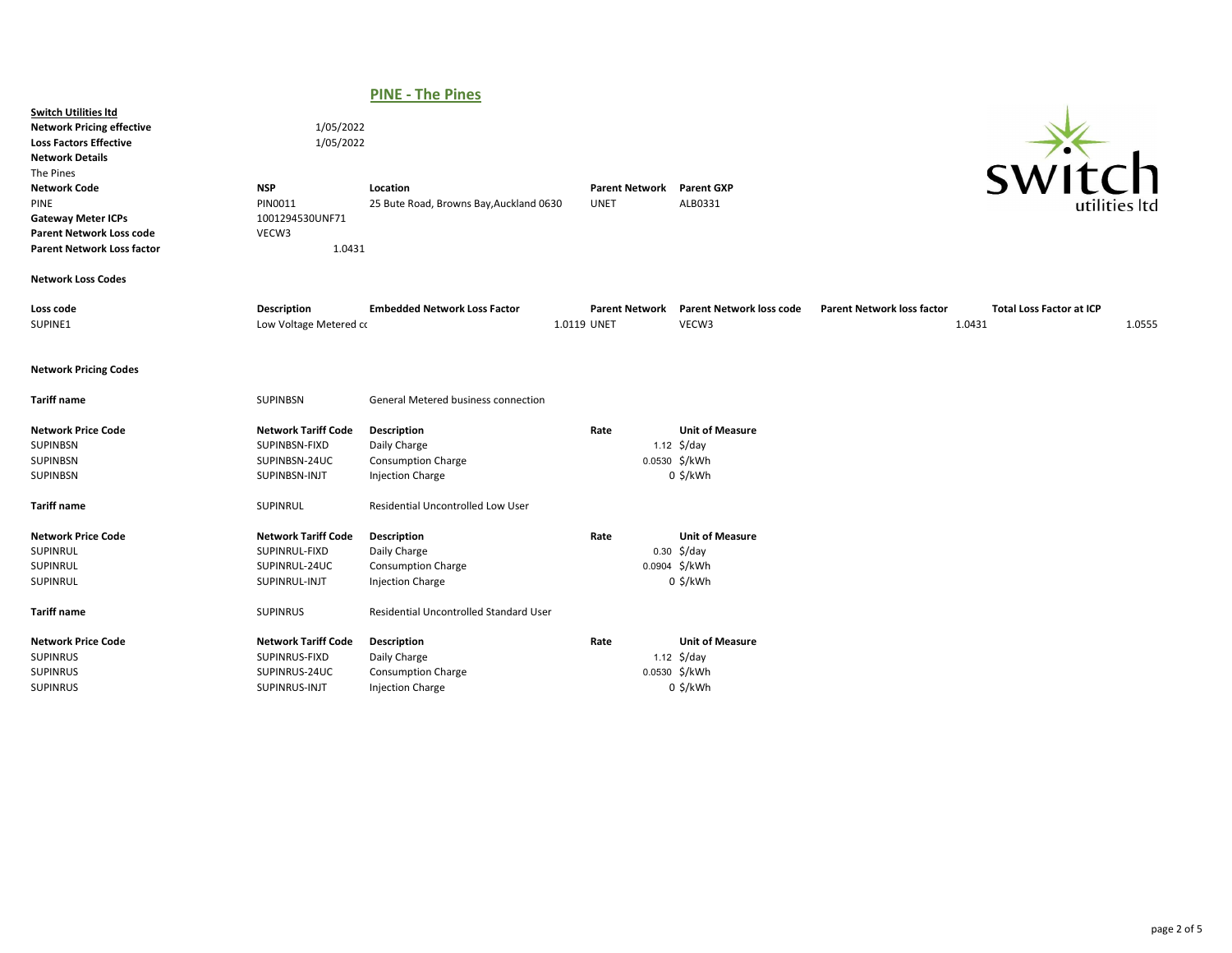## PINE - The Pines

**Switch Utilities ltd**

| | | | | | | | |
|---|---|---|---|---|---|---|---|
| **Network Pricing effective** | 1/05/2022 | | | | | | |
| **Loss Factors Effective** | 1/05/2022 | | | | | | |
| **Network Details** | | | | | | | |
| The Pines | | | | | | | |
| **Network Code** | **NSP** | **Location** | **Parent Network** | **Parent GXP** | | | |
| PINE | PIN0011 | 25 Bute Road, Browns Bay,Auckland 0630 | UNET | ALB0331 | | | |
| **Gateway Meter ICPs** | 1001294530UNF71 | | | | | | |
| **Parent Network Loss code** | VECW3 | | | | | | |
| **Parent Network Loss factor** | 1.0431 | | | | | | |

**Network Loss Codes**

| Loss code | Description | Embedded Network Loss Factor | Parent Network | Parent Network loss code | Parent Network loss factor | Total Loss Factor at ICP |
|---|---|---|---|---|---|---|
| SUPINE1 | Low Voltage Metered cc | 1.0119 | UNET | VECW3 | 1.0431 | 1.0555 |

**Network Pricing Codes**

**Tariff name** SUPINBSN General Metered business connection

| Network Price Code | Network Tariff Code | Description | Rate | Unit of Measure |
|---|---|---|---|---|
| SUPINBSN | SUPINBSN-FIXD | Daily Charge | 1.12 | $/day |
| SUPINBSN | SUPINBSN-24UC | Consumption Charge | 0.0530 | $/kWh |
| SUPINBSN | SUPINBSN-INJT | Injection Charge | 0 | $/kWh |

**Tariff name** SUPINRUL Residential Uncontrolled Low User

| Network Price Code | Network Tariff Code | Description | Rate | Unit of Measure |
|---|---|---|---|---|
| SUPINRUL | SUPINRUL-FIXD | Daily Charge | 0.30 | $/day |
| SUPINRUL | SUPINRUL-24UC | Consumption Charge | 0.0904 | $/kWh |
| SUPINRUL | SUPINRUL-INJT | Injection Charge | 0 | $/kWh |

**Tariff name** SUPINRUS Residential Uncontrolled Standard User

| Network Price Code | Network Tariff Code | Description | Rate | Unit of Measure |
|---|---|---|---|---|
| SUPINRUS | SUPINRUS-FIXD | Daily Charge | 1.12 | $/day |
| SUPINRUS | SUPINRUS-24UC | Consumption Charge | 0.0530 | $/kWh |
| SUPINRUS | SUPINRUS-INJT | Injection Charge | 0 | $/kWh |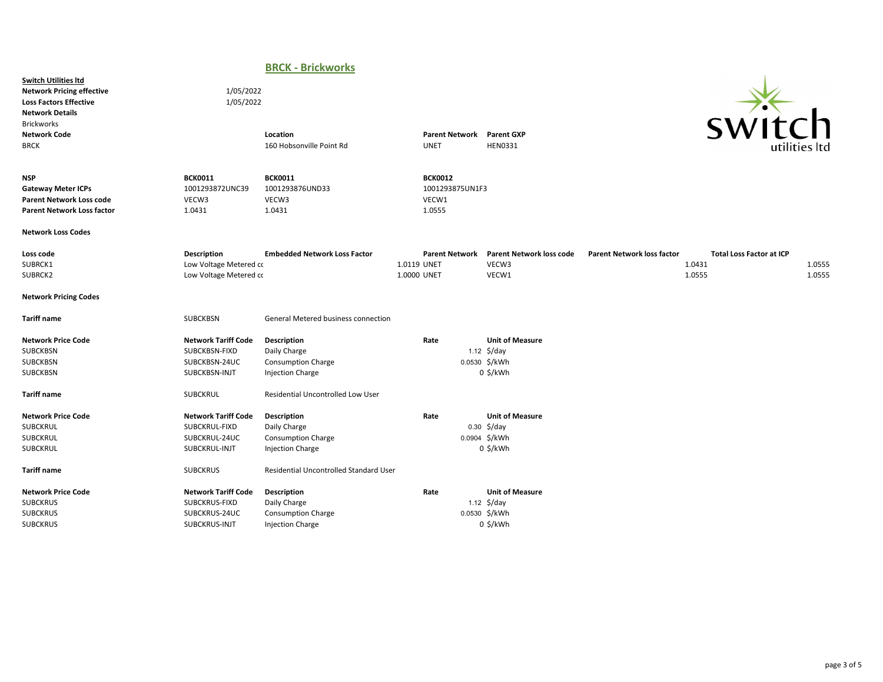## BRCK - Brickworks

**Switch Utilities ltd**

| | |
|---|---|
| **Network Pricing effective** | 1/05/2022 |
| **Loss Factors Effective** | 1/05/2022 |

**Network Details**

Brickworks

| **Network Code** | **Location** | **Parent Network** | **Parent GXP** |
|---|---|---|---|
| BRCK | 160 Hobsonville Point Rd | UNET | HEN0331 |

| **NSP** | **BCK0011** | **BCK0011** | **BCK0012** |
|---|---|---|---|
| **Gateway Meter ICPs** | 1001293872UNC39 | 1001293876UND33 | 1001293875UN1F3 |
| **Parent Network Loss code** | VECW3 | VECW3 | VECW1 |
| **Parent Network Loss factor** | 1.0431 | 1.0431 | 1.0555 |

**Network Loss Codes**

| Loss code | Description | Embedded Network Loss Factor | Parent Network | Parent Network loss code | Parent Network loss factor | Total Loss Factor at ICP |
|---|---|---|---|---|---|---|
| SUBRCK1 | Low Voltage Metered cc | 1.0119 | UNET | VECW3 | 1.0431 | 1.0555 |
| SUBRCK2 | Low Voltage Metered cc | 1.0000 | UNET | VECW1 | 1.0555 | 1.0555 |

**Network Pricing Codes**

**Tariff name** SUBCKBSN General Metered business connection

| Network Price Code | Network Tariff Code | Description | Rate | Unit of Measure |
|---|---|---|---|---|
| SUBCKBSN | SUBCKBSN-FIXD | Daily Charge | 1.12 | $/day |
| SUBCKBSN | SUBCKBSN-24UC | Consumption Charge | 0.0530 | $/kWh |
| SUBCKBSN | SUBCKBSN-INJT | Injection Charge | 0 | $/kWh |

**Tariff name** SUBCKRUL Residential Uncontrolled Low User

| Network Price Code | Network Tariff Code | Description | Rate | Unit of Measure |
|---|---|---|---|---|
| SUBCKRUL | SUBCKRUL-FIXD | Daily Charge | 0.30 | $/day |
| SUBCKRUL | SUBCKRUL-24UC | Consumption Charge | 0.0904 | $/kWh |
| SUBCKRUL | SUBCKRUL-INJT | Injection Charge | 0 | $/kWh |

**Tariff name** SUBCKRUS Residential Uncontrolled Standard User

| Network Price Code | Network Tariff Code | Description | Rate | Unit of Measure |
|---|---|---|---|---|
| SUBCKRUS | SUBCKRUS-FIXD | Daily Charge | 1.12 | $/day |
| SUBCKRUS | SUBCKRUS-24UC | Consumption Charge | 0.0530 | $/kWh |
| SUBCKRUS | SUBCKRUS-INJT | Injection Charge | 0 | $/kWh |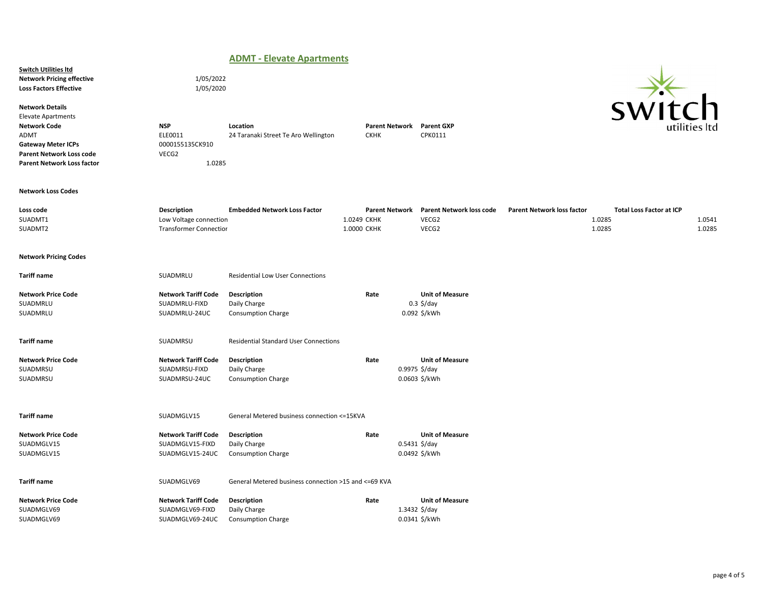# ADMT - Elevate Apartments

**Switch Utilities ltd**

| | |
|---|---|
| **Network Pricing effective** | 1/05/2022 |
| **Loss Factors Effective** | 1/05/2020 |

**Network Details**

Elevate Apartments

| **Network Code** | **NSP** | **Location** | **Parent Network** | **Parent GXP** |
|---|---|---|---|---|
| ADMT | ELE0011 | 24 Taranaki Street Te Aro Wellington | CKHK | CPK0111 |
| **Gateway Meter ICPs** | 0000155135CK910 | | | |
| **Parent Network Loss code** | VECG2 | | | |
| **Parent Network Loss factor** | 1.0285 | | | |

**Network Loss Codes**

| Loss code | Description | Embedded Network Loss Factor | Parent Network | Parent Network loss code | Parent Network loss factor | Total Loss Factor at ICP |
|---|---|---|---|---|---|---|
| SUADMT1 | Low Voltage connection | 1.0249 | CKHK | VECG2 | 1.0285 | 1.0541 |
| SUADMT2 | Transformer Connectior | 1.0000 | CKHK | VECG2 | 1.0285 | 1.0285 |

**Network Pricing Codes**

**Tariff name** SUADMRLU Residential Low User Connections

| Network Price Code | Network Tariff Code | Description | Rate | Unit of Measure |
|---|---|---|---|---|
| SUADMRLU | SUADMRLU-FIXD | Daily Charge | 0.3 | $/day |
| SUADMRLU | SUADMRLU-24UC | Consumption Charge | 0.092 | $/kWh |

**Tariff name** SUADMRSU Residential Standard User Connections

| Network Price Code | Network Tariff Code | Description | Rate | Unit of Measure |
|---|---|---|---|---|
| SUADMRSU | SUADMRSU-FIXD | Daily Charge | 0.9975 | $/day |
| SUADMRSU | SUADMRSU-24UC | Consumption Charge | 0.0603 | $/kWh |

**Tariff name** SUADMGLV15 General Metered business connection <=15KVA

| Network Price Code | Network Tariff Code | Description | Rate | Unit of Measure |
|---|---|---|---|---|
| SUADMGLV15 | SUADMGLV15-FIXD | Daily Charge | 0.5431 | $/day |
| SUADMGLV15 | SUADMGLV15-24UC | Consumption Charge | 0.0492 | $/kWh |

**Tariff name** SUADMGLV69 General Metered business connection >15 and <=69 KVA

| Network Price Code | Network Tariff Code | Description | Rate | Unit of Measure |
|---|---|---|---|---|
| SUADMGLV69 | SUADMGLV69-FIXD | Daily Charge | 1.3432 | $/day |
| SUADMGLV69 | SUADMGLV69-24UC | Consumption Charge | 0.0341 | $/kWh |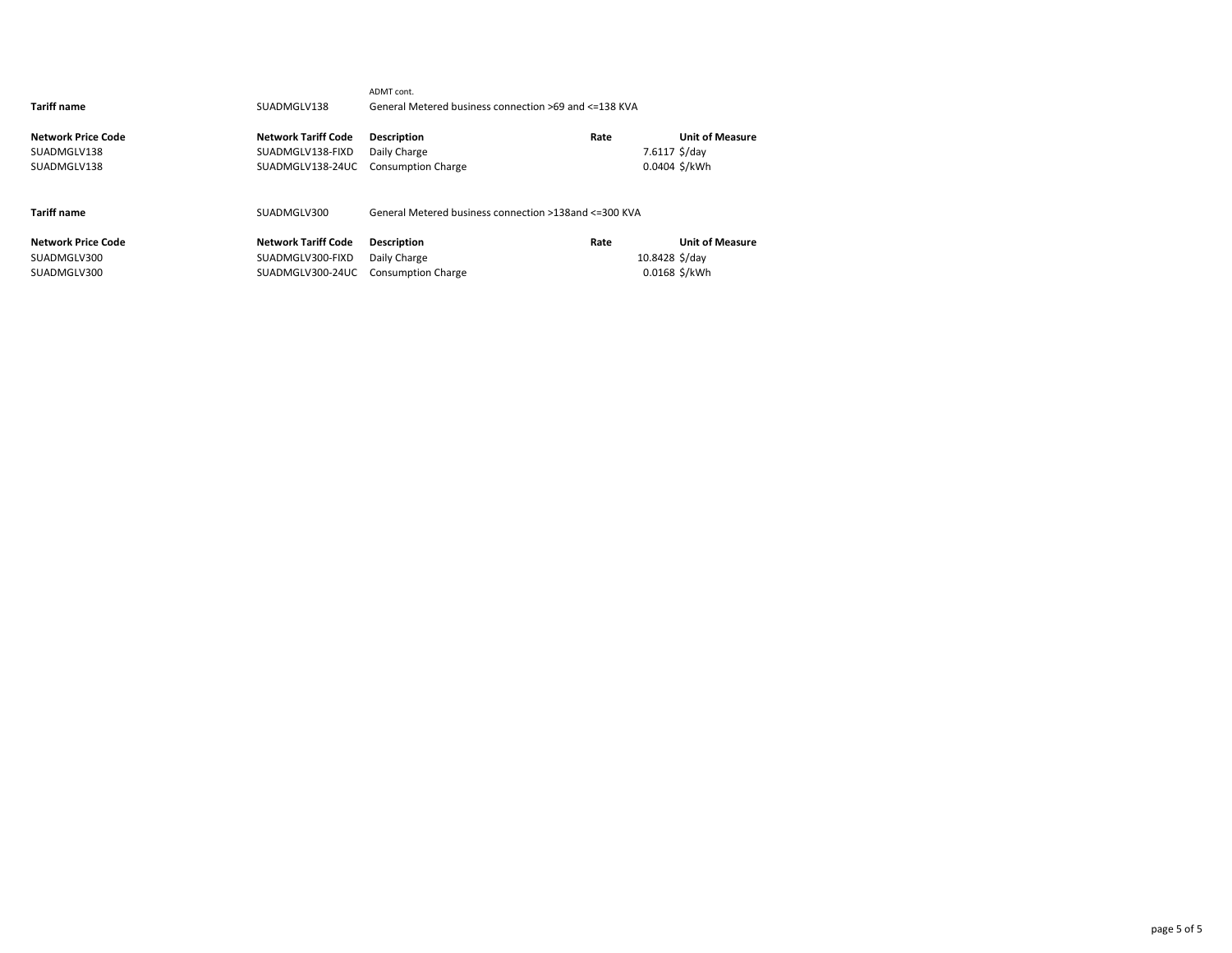ADMT cont.

| Tariff name | SUADMGLV138 | General Metered business connection >69 and <=138 KVA | | |
|---|---|---|---|---|
| **Network Price Code** | **Network Tariff Code** | **Description** | **Rate** | **Unit of Measure** |
| SUADMGLV138 | SUADMGLV138-FIXD | Daily Charge | 7.6117 | $/day |
| SUADMGLV138 | SUADMGLV138-24UC | Consumption Charge | 0.0404 | $/kWh |

| Tariff name | SUADMGLV300 | General Metered business connection >138and <=300 KVA | | |
|---|---|---|---|---|
| **Network Price Code** | **Network Tariff Code** | **Description** | **Rate** | **Unit of Measure** |
| SUADMGLV300 | SUADMGLV300-FIXD | Daily Charge | 10.8428 | $/day |
| SUADMGLV300 | SUADMGLV300-24UC | Consumption Charge | 0.0168 | $/kWh |